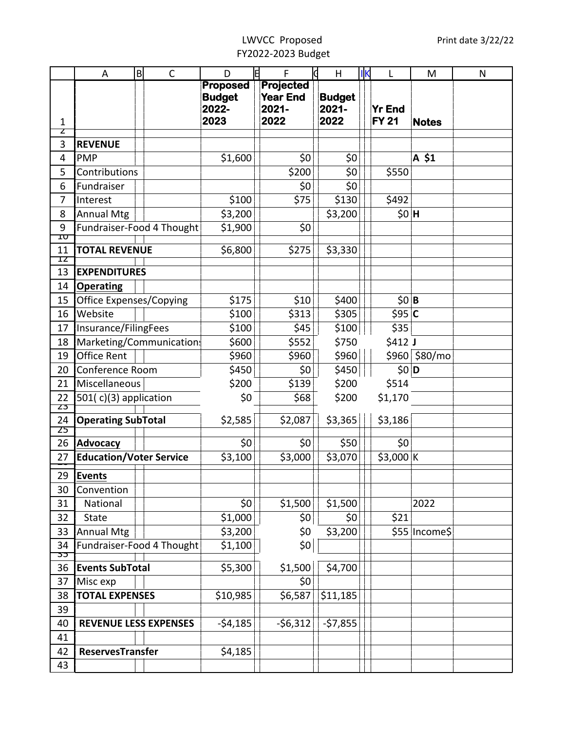LWVCC Proposed
FY2022-2023 Budget

Print date 3/22/22

| | A | B | C | D | E | F | G | H | I | K | L | M | N |
|---|---|---|---|---|---|---|---|---|---|---|---|---|---|
| 1 | | | | **Proposed Budget 2022-2023** | | **Projected Year End 2021-2022** | | **Budget 2021-2022** | | | **Yr End FY 21** | **Notes** | |
| 2 | | | | | | | | | | | | | |
| 3 | **REVENUE** | | | | | | | | | | | | |
| 4 | PMP | | | $1,600 | | $0 | | $0 | | | | **A $1** | |
| 5 | Contributions | | | | | $200 | | $0 | | | $550 | | |
| 6 | Fundraiser | | | | | $0 | | $0 | | | | | |
| 7 | Interest | | | $100 | | $75 | | $130 | | | $492 | | |
| 8 | Annual Mtg | | | $3,200 | | | | $3,200 | | | $0 | **H** | |
| 9 | Fundraiser-Food 4 Thought | | | $1,900 | | $0 | | | | | | | |
| 10 | | | | | | | | | | | | | |
| 11 | **TOTAL REVENUE** | | | $6,800 | | $275 | | $3,330 | | | | | |
| 12 | | | | | | | | | | | | | |
| 13 | **EXPENDITURES** | | | | | | | | | | | | |
| 14 | **Operating** | | | | | | | | | | | | |
| 15 | Office Expenses/Copying | | | $175 | | $10 | | $400 | | | $0 | **B** | |
| 16 | Website | | | $100 | | $313 | | $305 | | | $95 | **C** | |
| 17 | Insurance/FilingFees | | | $100 | | $45 | | $100 | | | $35 | | |
| 18 | Marketing/Communications | | | $600 | | $552 | | $750 | | | $412 | **J** | |
| 19 | Office Rent | | | $960 | | $960 | | $960 | | | $960 | $80/mo | |
| 20 | Conference Room | | | $450 | | $0 | | $450 | | | $0 | **D** | |
| 21 | Miscellaneous | | | $200 | | $139 | | $200 | | | $514 | | |
| 22 | 501( c)(3) application | | | $0 | | $68 | | $200 | | | $1,170 | | |
| 23 | | | | | | | | | | | | | |
| 24 | **Operating SubTotal** | | | $2,585 | | $2,087 | | $3,365 | | | $3,186 | | |
| 25 | | | | | | | | | | | | | |
| 26 | **Advocacy** | | | $0 | | $0 | | $50 | | | $0 | | |
| 27 | **Education/Voter Service** | | | $3,100 | | $3,000 | | $3,070 | | | $3,000 | K | |
| 29 | **Events** | | | | | | | | | | | | |
| 30 | Convention | | | | | | | | | | | | |
| 31 | National | | | $0 | | $1,500 | | $1,500 | | | | 2022 | |
| 32 | State | | | $1,000 | | $0 | | $0 | | | $21 | | |
| 33 | Annual Mtg | | | $3,200 | | $0 | | $3,200 | | | $55 | Income$ | |
| 34 | Fundraiser-Food 4 Thought | | | $1,100 | | $0 | | | | | | | |
| 35 | | | | | | | | | | | | | |
| 36 | **Events SubTotal** | | | $5,300 | | $1,500 | | $4,700 | | | | | |
| 37 | Misc exp | | | | | $0 | | | | | | | |
| 38 | **TOTAL EXPENSES** | | | $10,985 | | $6,587 | | $11,185 | | | | | |
| 39 | | | | | | | | | | | | | |
| 40 | **REVENUE LESS EXPENSES** | | | -$4,185 | | -$6,312 | | -$7,855 | | | | | |
| 41 | | | | | | | | | | | | | |
| 42 | **ReservesTransfer** | | | $4,185 | | | | | | | | | |
| 43 | | | | | | | | | | | | | |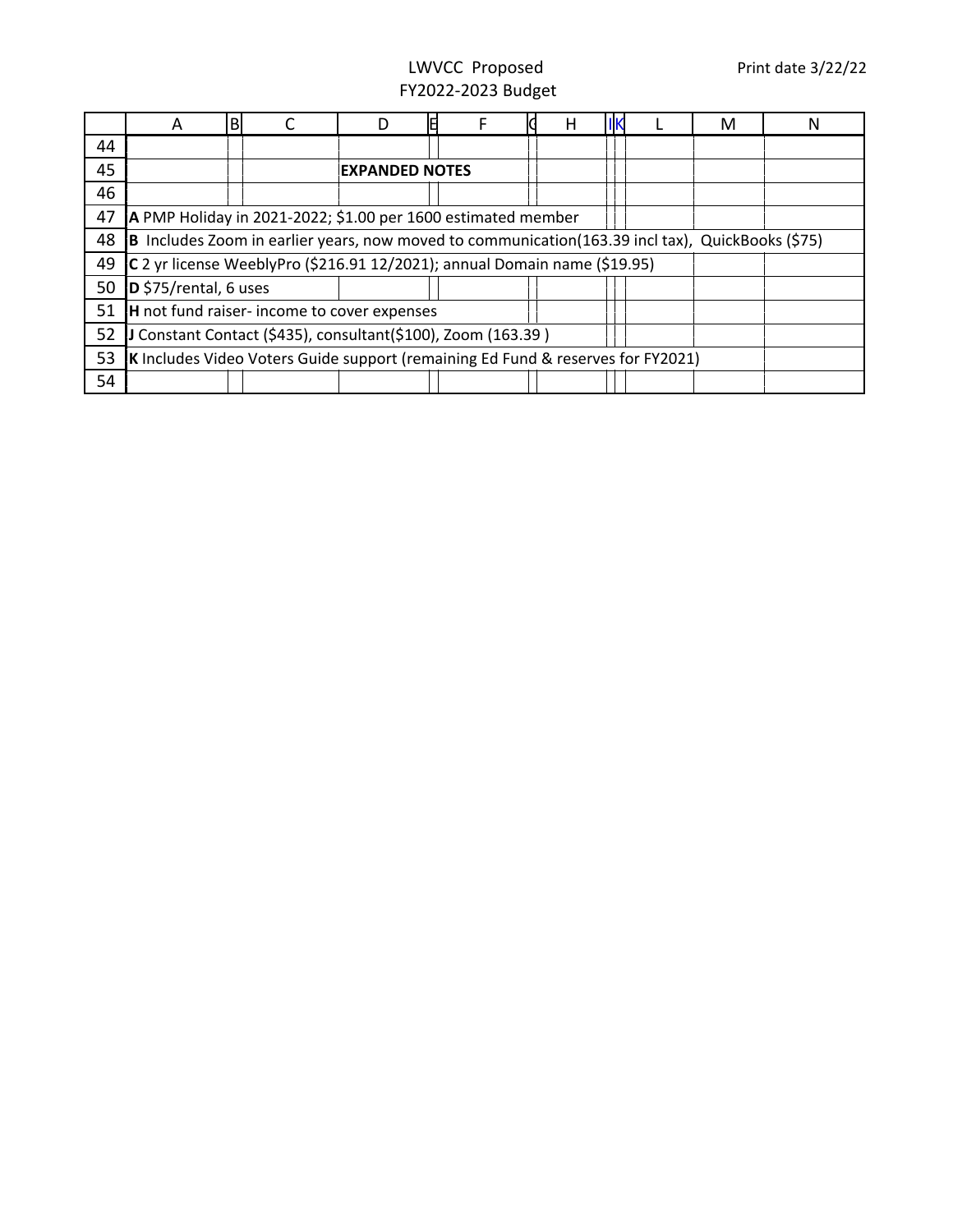## EXPANDED NOTES

**A** PMP Holiday in 2021-2022; $1.00 per 1600 estimated member

**B** Includes Zoom in earlier years, now moved to communication(163.39 incl tax), QuickBooks ($75)

**C** 2 yr license WeeblyPro ($216.91 12/2021); annual Domain name ($19.95)

**D** $75/rental, 6 uses

**H** not fund raiser- income to cover expenses

**J** Constant Contact ($435), consultant($100), Zoom (163.39 )

**K** Includes Video Voters Guide support (remaining Ed Fund & reserves for FY2021)